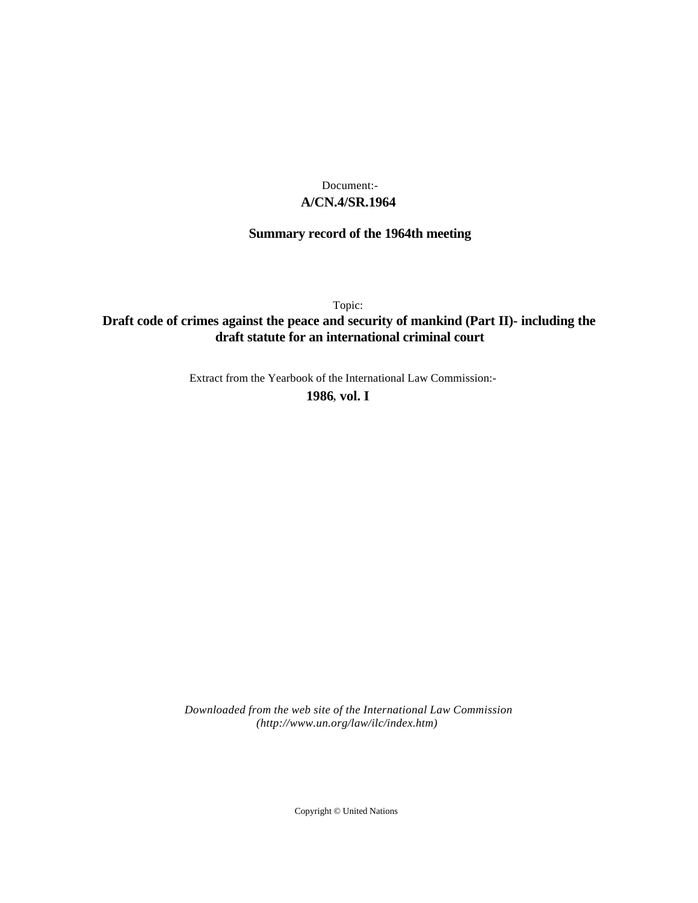Document:-

**A/CN.4/SR.1964**

**Summary record of the 1964th meeting**

Topic:

**Draft code of crimes against the peace and security of mankind (Part II)- including the draft statute for an international criminal court**

Extract from the Yearbook of the International Law Commission:-

**1986, vol. I**

*Downloaded from the web site of the International Law Commission (http://www.un.org/law/ilc/index.htm)*

Copyright © United Nations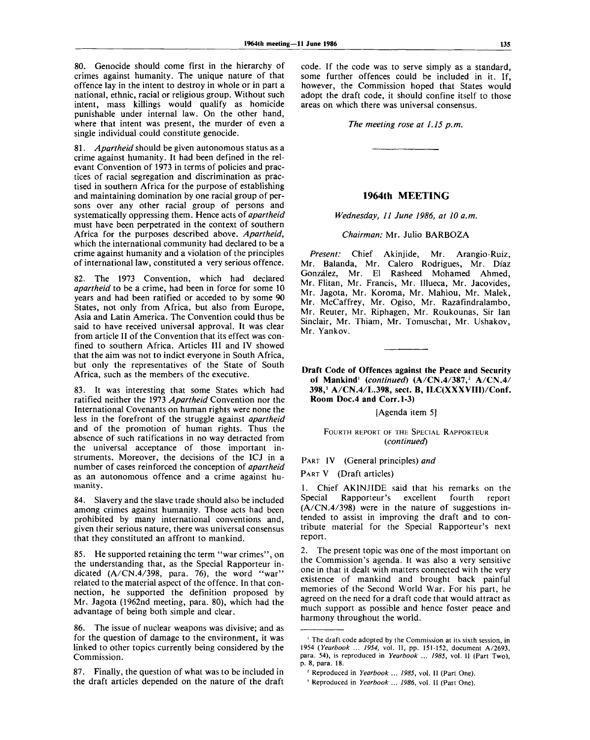80. Genocide should come first in the hierarchy of crimes against humanity. The unique nature of that offence lay in the intent to destroy in whole or in part a national, ethnic, racial or religious group. Without such intent, mass killings would qualify as homicide punishable under internal law. On the other hand, where that intent was present, the murder of even a single individual could constitute genocide.

81. *Apartheid* should be given autonomous status as a crime against humanity. It had been defined in the relevant Convention of 1973 in terms of policies and practices of racial segregation and discrimination as practised in southern Africa for the purpose of establishing and maintaining domination by one racial group of persons over any other racial group of persons and systematically oppressing them. Hence acts of *apartheid* must have been perpetrated in the context of southern Africa for the purposes described above. *Apartheid*, which the international community had declared to be a crime against humanity and a violation of the principles of international law, constituted a very serious offence.

82. The 1973 Convention, which had declared *apartheid* to be a crime, had been in force for some 10 years and had been ratified or acceded to by some 90 States, not only from Africa, but also from Europe, Asia and Latin America. The Convention could thus be said to have received universal approval. It was clear from article II of the Convention that its effect was confined to southern Africa. Articles III and IV showed that the aim was not to indict everyone in South Africa, but only the representatives of the State of South Africa, such as the members of the executive.

83. It was interesting that some States which had ratified neither the 1973 *Apartheid* Convention nor the International Covenants on human rights were none the less in the forefront of the struggle against *apartheid* and of the promotion of human rights. Thus the absence of such ratifications in no way detracted from the universal acceptance of those important instruments. Moreover, the decisions of the ICJ in a number of cases reinforced the conception of *apartheid* as an autonomous offence and a crime against humanity.

84. Slavery and the slave trade should also be included among crimes against humanity. Those acts had been prohibited by many international conventions and, given their serious nature, there was universal consensus that they constituted an affront to mankind.

85. He supported retaining the term "war crimes", on the understanding that, as the Special Rapporteur indicated (A/CN.4/398, para. 76), the word "war" related to the material aspect of the offence. In that connection, he supported the definition proposed by Mr. Jagota (1962nd meeting, para. 80), which had the advantage of being both simple and clear.

86. The issue of nuclear weapons was divisive; and as for the question of damage to the environment, it was linked to other topics currently being considered by the Commission.

87. Finally, the question of what was to be included in the draft articles depended on the nature of the draft code. If the code was to serve simply as a standard, some further offences could be included in it. If, however, the Commission hoped that States would adopt the draft code, it should confine itself to those areas on which there was universal consensus.

*The meeting rose at 1.15 p.m.*

---

## 1964th MEETING

*Wednesday, 11 June 1986, at 10 a.m.*

*Chairman:* Mr. Julio BARBOZA

*Present:* Chief Akinjide, Mr. Arangio-Ruiz, Mr. Balanda, Mr. Calero Rodrigues, Mr. Díaz González, Mr. El Rasheed Mohamed Ahmed, Mr. Flitan, Mr. Francis, Mr. Illueca, Mr. Jacovides, Mr. Jagota, Mr. Koroma, Mr. Mahiou, Mr. Malek, Mr. McCaffrey, Mr. Ogiso, Mr. Razafindralambo, Mr. Reuter, Mr. Riphagen, Mr. Roukounas, Sir Ian Sinclair, Mr. Thiam, Mr. Tomuschat, Mr. Ushakov, Mr. Yankov.

---

### Draft Code of Offences against the Peace and Security of Mankind[1] (*continued*) (A/CN.4/387,[2] A/CN.4/398,[3] A/CN.4/L.398, sect. B, ILC(XXXVIII)/Conf. Room Doc.4 and Corr.1-3)

[Agenda item 5]

FOURTH REPORT OF THE SPECIAL RAPPORTEUR (*continued*)

PART IV (General principles) *and*

PART V (Draft articles)

1. Chief AKINJIDE said that his remarks on the Special Rapporteur's excellent fourth report (A/CN.4/398) were in the nature of suggestions intended to assist in improving the draft and to contribute material for the Special Rapporteur's next report.

2. The present topic was one of the most important on the Commission's agenda. It was also a very sensitive one in that it dealt with matters connected with the very existence of mankind and brought back painful memories of the Second World War. For his part, he agreed on the need for a draft code that would attract as much support as possible and hence foster peace and harmony throughout the world.

---

[1] The draft code adopted by the Commission at its sixth session, in 1954 (*Yearbook ... 1954*, vol. II, pp. 151-152, document A/2693, para. 54), is reproduced in *Yearbook ... 1985*, vol. II (Part Two), p. 8, para. 18.

[2] Reproduced in *Yearbook ... 1985*, vol. II (Part One).

[3] Reproduced in *Yearbook ... 1986*, vol. II (Part One).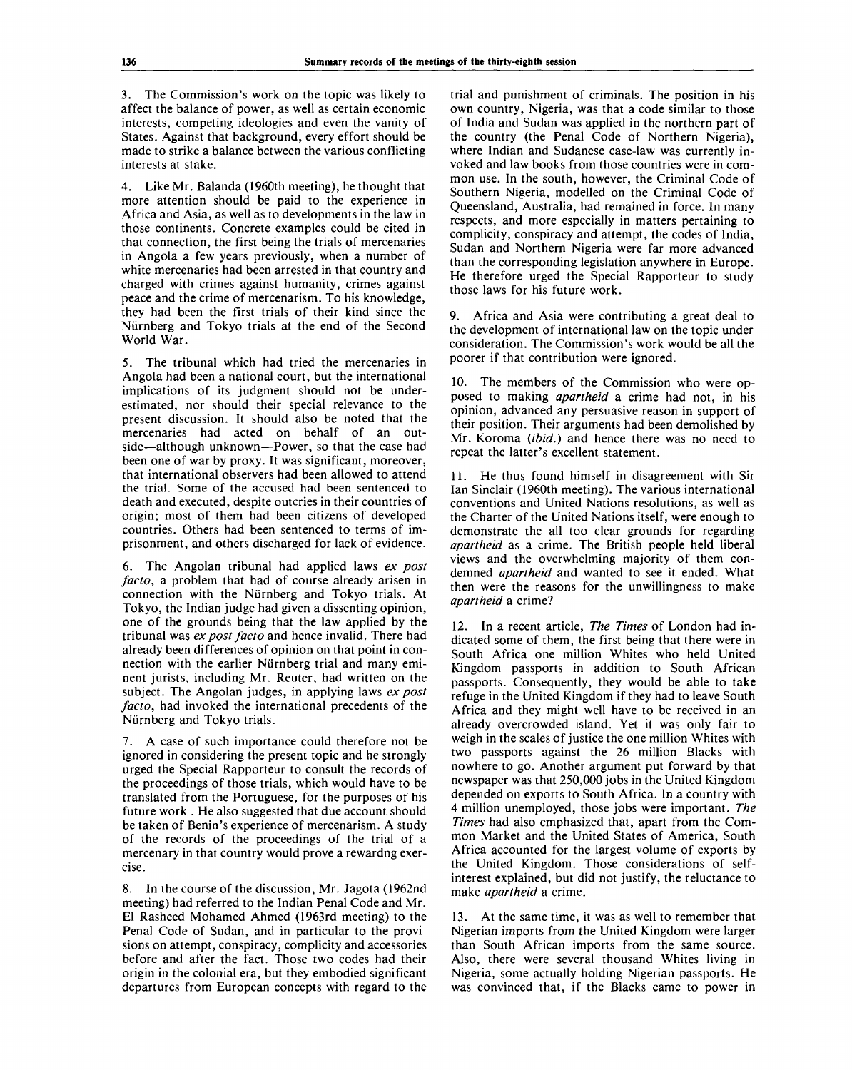3. The Commission's work on the topic was likely to affect the balance of power, as well as certain economic interests, competing ideologies and even the vanity of States. Against that background, every effort should be made to strike a balance between the various conflicting interests at stake.

4. Like Mr. Balanda (1960th meeting), he thought that more attention should be paid to the experience in Africa and Asia, as well as to developments in the law in those continents. Concrete examples could be cited in that connection, the first being the trials of mercenaries in Angola a few years previously, when a number of white mercenaries had been arrested in that country and charged with crimes against humanity, crimes against peace and the crime of mercenarism. To his knowledge, they had been the first trials of their kind since the Nürnberg and Tokyo trials at the end of the Second World War.

5. The tribunal which had tried the mercenaries in Angola had been a national court, but the international implications of its judgment should not be underestimated, nor should their special relevance to the present discussion. It should also be noted that the mercenaries had acted on behalf of an outside—although unknown—Power, so that the case had been one of war by proxy. It was significant, moreover, that international observers had been allowed to attend the trial. Some of the accused had been sentenced to death and executed, despite outcries in their countries of origin; most of them had been citizens of developed countries. Others had been sentenced to terms of imprisonment, and others discharged for lack of evidence.

6. The Angolan tribunal had applied laws *ex post facto*, a problem that had of course already arisen in connection with the Nürnberg and Tokyo trials. At Tokyo, the Indian judge had given a dissenting opinion, one of the grounds being that the law applied by the tribunal was *ex post facto* and hence invalid. There had already been differences of opinion on that point in connection with the earlier Nürnberg trial and many eminent jurists, including Mr. Reuter, had written on the subject. The Angolan judges, in applying laws *ex post facto*, had invoked the international precedents of the Nürnberg and Tokyo trials.

7. A case of such importance could therefore not be ignored in considering the present topic and he strongly urged the Special Rapporteur to consult the records of the proceedings of those trials, which would have to be translated from the Portuguese, for the purposes of his future work . He also suggested that due account should be taken of Benin's experience of mercenarism. A study of the records of the proceedings of the trial of a mercenary in that country would prove a rewardng exercise.

8. In the course of the discussion, Mr. Jagota (1962nd meeting) had referred to the Indian Penal Code and Mr. El Rasheed Mohamed Ahmed (1963rd meeting) to the Penal Code of Sudan, and in particular to the provisions on attempt, conspiracy, complicity and accessories before and after the fact. Those two codes had their origin in the colonial era, but they embodied significant departures from European concepts with regard to the trial and punishment of criminals. The position in his own country, Nigeria, was that a code similar to those of India and Sudan was applied in the northern part of the country (the Penal Code of Northern Nigeria), where Indian and Sudanese case-law was currently invoked and law books from those countries were in common use. In the south, however, the Criminal Code of Southern Nigeria, modelled on the Criminal Code of Queensland, Australia, had remained in force. In many respects, and more especially in matters pertaining to complicity, conspiracy and attempt, the codes of India, Sudan and Northern Nigeria were far more advanced than the corresponding legislation anywhere in Europe. He therefore urged the Special Rapporteur to study those laws for his future work.

9. Africa and Asia were contributing a great deal to the development of international law on the topic under consideration. The Commission's work would be all the poorer if that contribution were ignored.

10. The members of the Commission who were opposed to making *apartheid* a crime had not, in his opinion, advanced any persuasive reason in support of their position. Their arguments had been demolished by Mr. Koroma (*ibid.*) and hence there was no need to repeat the latter's excellent statement.

11. He thus found himself in disagreement with Sir Ian Sinclair (1960th meeting). The various international conventions and United Nations resolutions, as well as the Charter of the United Nations itself, were enough to demonstrate the all too clear grounds for regarding *apartheid* as a crime. The British people held liberal views and the overwhelming majority of them condemned *apartheid* and wanted to see it ended. What then were the reasons for the unwillingness to make *apartheid* a crime?

12. In a recent article, *The Times* of London had indicated some of them, the first being that there were in South Africa one million Whites who held United Kingdom passports in addition to South African passports. Consequently, they would be able to take refuge in the United Kingdom if they had to leave South Africa and they might well have to be received in an already overcrowded island. Yet it was only fair to weigh in the scales of justice the one million Whites with two passports against the 26 million Blacks with nowhere to go. Another argument put forward by that newspaper was that 250,000 jobs in the United Kingdom depended on exports to South Africa. In a country with 4 million unemployed, those jobs were important. *The Times* had also emphasized that, apart from the Common Market and the United States of America, South Africa accounted for the largest volume of exports by the United Kingdom. Those considerations of self-interest explained, but did not justify, the reluctance to make *apartheid* a crime.

13. At the same time, it was as well to remember that Nigerian imports from the United Kingdom were larger than South African imports from the same source. Also, there were several thousand Whites living in Nigeria, some actually holding Nigerian passports. He was convinced that, if the Blacks came to power in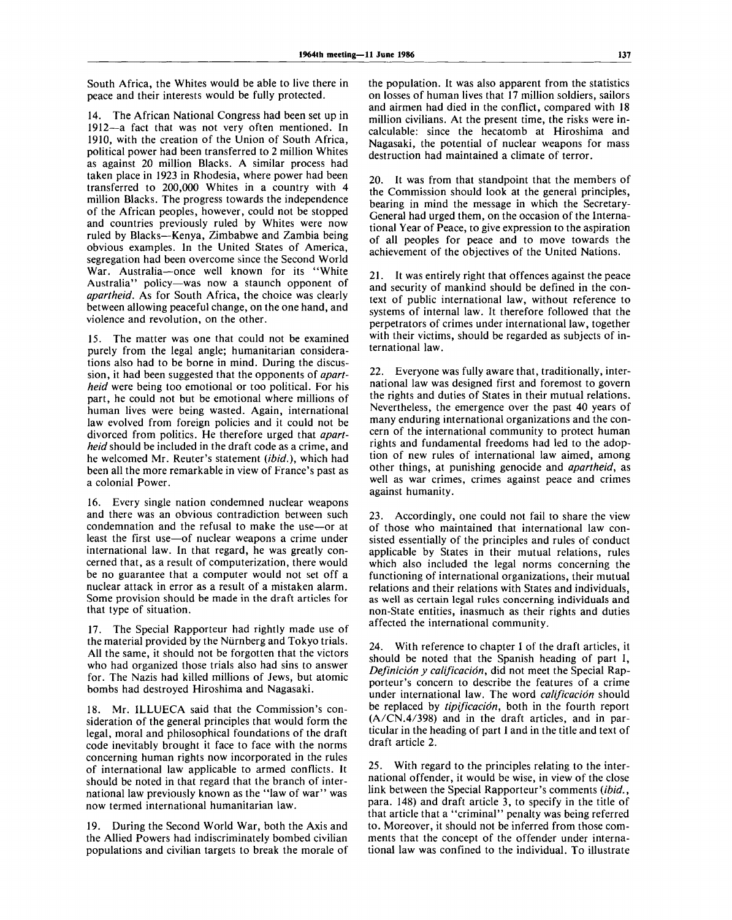South Africa, the Whites would be able to live there in peace and their interests would be fully protected.

14. The African National Congress had been set up in 1912—a fact that was not very often mentioned. In 1910, with the creation of the Union of South Africa, political power had been transferred to 2 million Whites as against 20 million Blacks. A similar process had taken place in 1923 in Rhodesia, where power had been transferred to 200,000 Whites in a country with 4 million Blacks. The progress towards the independence of the African peoples, however, could not be stopped and countries previously ruled by Whites were now ruled by Blacks—Kenya, Zimbabwe and Zambia being obvious examples. In the United States of America, segregation had been overcome since the Second World War. Australia—once well known for its "White Australia" policy—was now a staunch opponent of *apartheid*. As for South Africa, the choice was clearly between allowing peaceful change, on the one hand, and violence and revolution, on the other.

15. The matter was one that could not be examined purely from the legal angle; humanitarian considerations also had to be borne in mind. During the discussion, it had been suggested that the opponents of *apartheid* were being too emotional or too political. For his part, he could not but be emotional where millions of human lives were being wasted. Again, international law evolved from foreign policies and it could not be divorced from politics. He therefore urged that *apartheid* should be included in the draft code as a crime, and he welcomed Mr. Reuter's statement (*ibid.*), which had been all the more remarkable in view of France's past as a colonial Power.

16. Every single nation condemned nuclear weapons and there was an obvious contradiction between such condemnation and the refusal to make the use—or at least the first use—of nuclear weapons a crime under international law. In that regard, he was greatly concerned that, as a result of computerization, there would be no guarantee that a computer would not set off a nuclear attack in error as a result of a mistaken alarm. Some provision should be made in the draft articles for that type of situation.

17. The Special Rapporteur had rightly made use of the material provided by the Nürnberg and Tokyo trials. All the same, it should not be forgotten that the victors who had organized those trials also had sins to answer for. The Nazis had killed millions of Jews, but atomic bombs had destroyed Hiroshima and Nagasaki.

18. Mr. ILLUECA said that the Commission's consideration of the general principles that would form the legal, moral and philosophical foundations of the draft code inevitably brought it face to face with the norms concerning human rights now incorporated in the rules of international law applicable to armed conflicts. It should be noted in that regard that the branch of international law previously known as the "law of war" was now termed international humanitarian law.

19. During the Second World War, both the Axis and the Allied Powers had indiscriminately bombed civilian populations and civilian targets to break the morale of the population. It was also apparent from the statistics on losses of human lives that 17 million soldiers, sailors and airmen had died in the conflict, compared with 18 million civilians. At the present time, the risks were incalculable: since the hecatomb at Hiroshima and Nagasaki, the potential of nuclear weapons for mass destruction had maintained a climate of terror.

20. It was from that standpoint that the members of the Commission should look at the general principles, bearing in mind the message in which the Secretary-General had urged them, on the occasion of the International Year of Peace, to give expression to the aspiration of all peoples for peace and to move towards the achievement of the objectives of the United Nations.

21. It was entirely right that offences against the peace and security of mankind should be defined in the context of public international law, without reference to systems of internal law. It therefore followed that the perpetrators of crimes under international law, together with their victims, should be regarded as subjects of international law.

22. Everyone was fully aware that, traditionally, international law was designed first and foremost to govern the rights and duties of States in their mutual relations. Nevertheless, the emergence over the past 40 years of many enduring international organizations and the concern of the international community to protect human rights and fundamental freedoms had led to the adoption of new rules of international law aimed, among other things, at punishing genocide and *apartheid*, as well as war crimes, crimes against peace and crimes against humanity.

23. Accordingly, one could not fail to share the view of those who maintained that international law consisted essentially of the principles and rules of conduct applicable by States in their mutual relations, rules which also included the legal norms concerning the functioning of international organizations, their mutual relations and their relations with States and individuals, as well as certain legal rules concerning individuals and non-State entities, inasmuch as their rights and duties affected the international community.

24. With reference to chapter I of the draft articles, it should be noted that the Spanish heading of part I, *Definición y calificación*, did not meet the Special Rapporteur's concern to describe the features of a crime under international law. The word *calificación* should be replaced by *tipificación*, both in the fourth report (A/CN.4/398) and in the draft articles, and in particular in the heading of part I and in the title and text of draft article 2.

25. With regard to the principles relating to the international offender, it would be wise, in view of the close link between the Special Rapporteur's comments (*ibid.*, para. 148) and draft article 3, to specify in the title of that article that a "criminal" penalty was being referred to. Moreover, it should not be inferred from those comments that the concept of the offender under international law was confined to the individual. To illustrate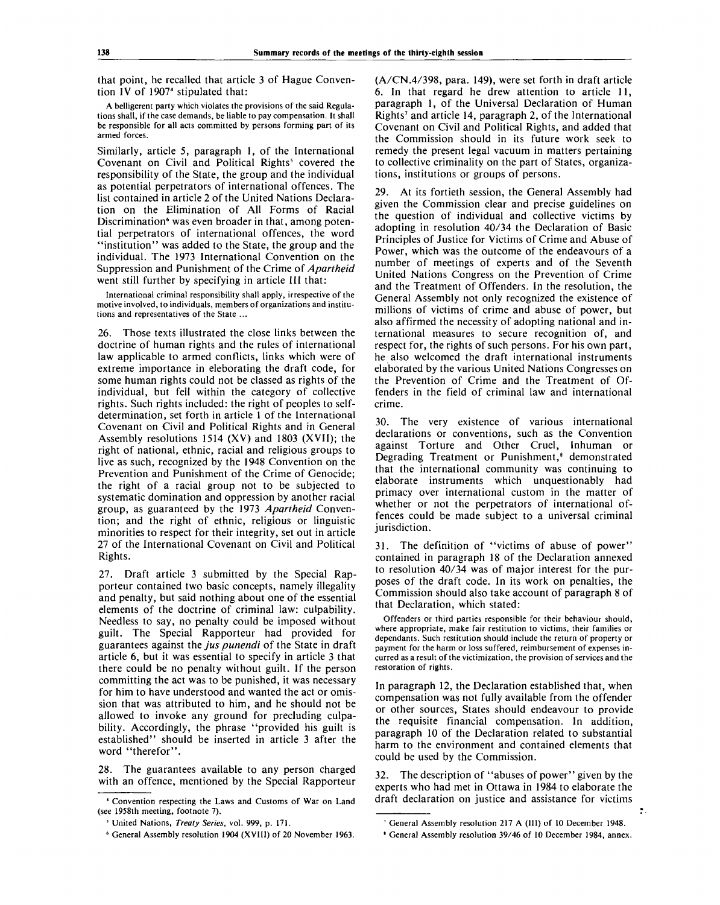that point, he recalled that article 3 of Hague Convention IV of 1907[4] stipulated that:

> A belligerent party which violates the provisions of the said Regulations shall, if the case demands, be liable to pay compensation. It shall be responsible for all acts committed by persons forming part of its armed forces.

Similarly, article 5, paragraph 1, of the International Covenant on Civil and Political Rights[5] covered the responsibility of the State, the group and the individual as potential perpetrators of international offences. The list contained in article 2 of the United Nations Declaration on the Elimination of All Forms of Racial Discrimination[6] was even broader in that, among potential perpetrators of international offences, the word "institution" was added to the State, the group and the individual. The 1973 International Convention on the Suppression and Punishment of the Crime of *Apartheid* went still further by specifying in article III that:

> International criminal responsibility shall apply, irrespective of the motive involved, to individuals, members of organizations and institutions and representatives of the State ...

26. Those texts illustrated the close links between the doctrine of human rights and the rules of international law applicable to armed conflicts, links which were of extreme importance in eleborating the draft code, for some human rights could not be classed as rights of the individual, but fell within the category of collective rights. Such rights included: the right of peoples to self-determination, set forth in article 1 of the International Covenant on Civil and Political Rights and in General Assembly resolutions 1514 (XV) and 1803 (XVII); the right of national, ethnic, racial and religious groups to live as such, recognized by the 1948 Convention on the Prevention and Punishment of the Crime of Genocide; the right of a racial group not to be subjected to systematic domination and oppression by another racial group, as guaranteed by the 1973 *Apartheid* Convention; and the right of ethnic, religious or linguistic minorities to respect for their integrity, set out in article 27 of the International Covenant on Civil and Political Rights.

27. Draft article 3 submitted by the Special Rapporteur contained two basic concepts, namely illegality and penalty, but said nothing about one of the essential elements of the doctrine of criminal law: culpability. Needless to say, no penalty could be imposed without guilt. The Special Rapporteur had provided for guarantees against the *jus punendi* of the State in draft article 6, but it was essential to specify in article 3 that there could be no penalty without guilt. If the person committing the act was to be punished, it was necessary for him to have understood and wanted the act or omission that was attributed to him, and he should not be allowed to invoke any ground for precluding culpability. Accordingly, the phrase "provided his guilt is established" should be inserted in article 3 after the word "therefor".

28. The guarantees available to any person charged with an offence, mentioned by the Special Rapporteur (A/CN.4/398, para. 149), were set forth in draft article 6. In that regard he drew attention to article 11, paragraph 1, of the Universal Declaration of Human Rights[7] and article 14, paragraph 2, of the International Covenant on Civil and Political Rights, and added that the Commission should in its future work seek to remedy the present legal vacuum in matters pertaining to collective criminality on the part of States, organizations, institutions or groups of persons.

29. At its fortieth session, the General Assembly had given the Commission clear and precise guidelines on the question of individual and collective victims by adopting in resolution 40/34 the Declaration of Basic Principles of Justice for Victims of Crime and Abuse of Power, which was the outcome of the endeavours of a number of meetings of experts and of the Seventh United Nations Congress on the Prevention of Crime and the Treatment of Offenders. In the resolution, the General Assembly not only recognized the existence of millions of victims of crime and abuse of power, but also affirmed the necessity of adopting national and international measures to secure recognition of, and respect for, the rights of such persons. For his own part, he also welcomed the draft international instruments elaborated by the various United Nations Congresses on the Prevention of Crime and the Treatment of Offenders in the field of criminal law and international crime.

30. The very existence of various international declarations or conventions, such as the Convention against Torture and Other Cruel, Inhuman or Degrading Treatment or Punishment,[8] demonstrated that the international community was continuing to elaborate instruments which unquestionably had primacy over international custom in the matter of whether or not the perpetrators of international offences could be made subject to a universal criminal jurisdiction.

31. The definition of "victims of abuse of power" contained in paragraph 18 of the Declaration annexed to resolution 40/34 was of major interest for the purposes of the draft code. In its work on penalties, the Commission should also take account of paragraph 8 of that Declaration, which stated:

> Offenders or third parties responsible for their behaviour should, where appropriate, make fair restitution to victims, their families or dependants. Such restitution should include the return of property or payment for the harm or loss suffered, reimbursement of expenses incurred as a result of the victimization, the provision of services and the restoration of rights.

In paragraph 12, the Declaration established that, when compensation was not fully available from the offender or other sources, States should endeavour to provide the requisite financial compensation. In addition, paragraph 10 of the Declaration related to substantial harm to the environment and contained elements that could be used by the Commission.

32. The description of "abuses of power" given by the experts who had met in Ottawa in 1984 to elaborate the draft declaration on justice and assistance for victims

---

[4] Convention respecting the Laws and Customs of War on Land (see 1958th meeting, footnote 7).

[5] United Nations, *Treaty Series*, vol. 999, p. 171.

[6] General Assembly resolution 1904 (XVIII) of 20 November 1963.

[7] General Assembly resolution 217 A (III) of 10 December 1948.

[8] General Assembly resolution 39/46 of 10 December 1984, annex.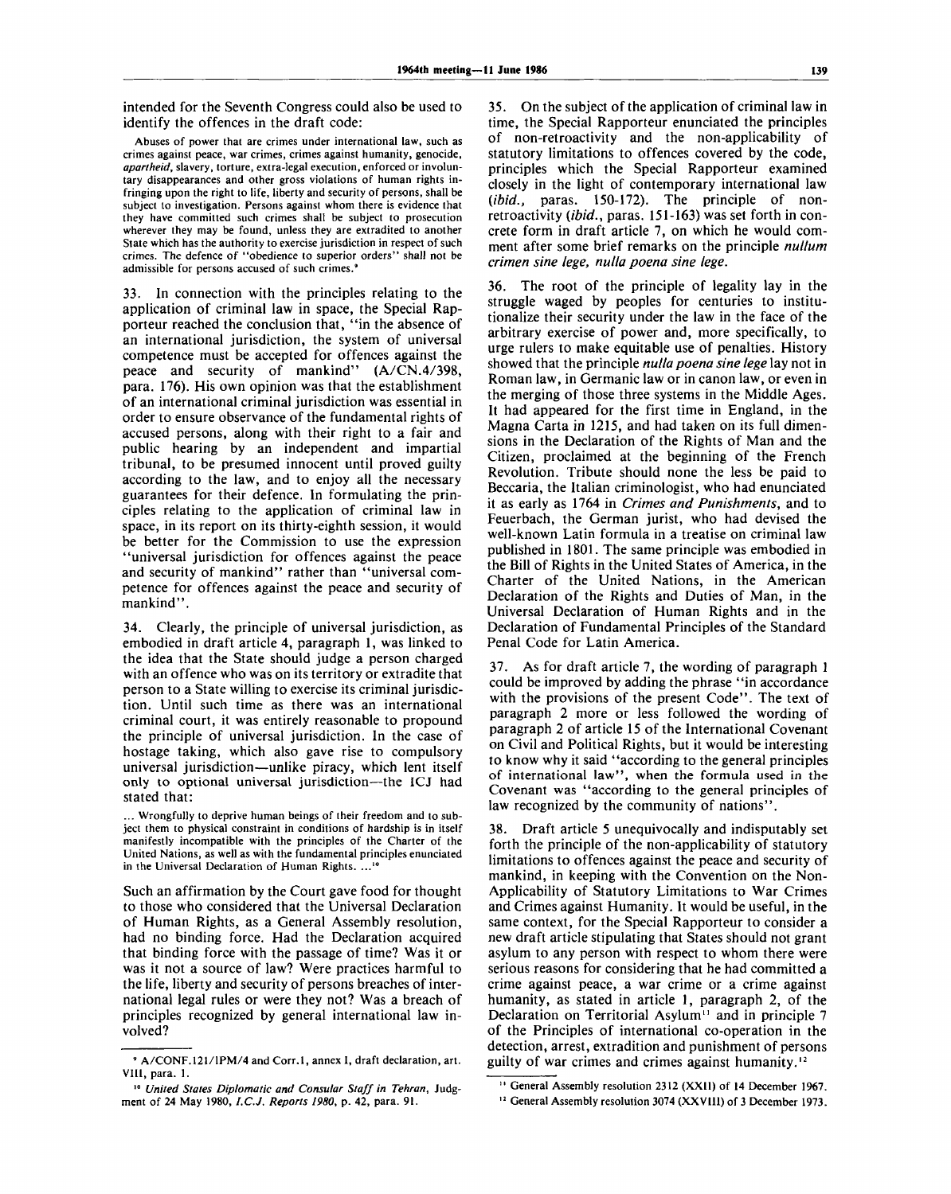intended for the Seventh Congress could also be used to identify the offences in the draft code:

> Abuses of power that are crimes under international law, such as crimes against peace, war crimes, crimes against humanity, genocide, *apartheid*, slavery, torture, extra-legal execution, enforced or involuntary disappearances and other gross violations of human rights infringing upon the right to life, liberty and security of persons, shall be subject to investigation. Persons against whom there is evidence that they have committed such crimes shall be subject to prosecution wherever they may be found, unless they are extradited to another State which has the authority to exercise jurisdiction in respect of such crimes. The defence of "obedience to superior orders" shall not be admissible for persons accused of such crimes.[9]

33. In connection with the principles relating to the application of criminal law in space, the Special Rapporteur reached the conclusion that, "in the absence of an international jurisdiction, the system of universal competence must be accepted for offences against the peace and security of mankind" (A/CN.4/398, para. 176). His own opinion was that the establishment of an international criminal jurisdiction was essential in order to ensure observance of the fundamental rights of accused persons, along with their right to a fair and public hearing by an independent and impartial tribunal, to be presumed innocent until proved guilty according to the law, and to enjoy all the necessary guarantees for their defence. In formulating the principles relating to the application of criminal law in space, in its report on its thirty-eighth session, it would be better for the Commission to use the expression "universal jurisdiction for offences against the peace and security of mankind" rather than "universal competence for offences against the peace and security of mankind".

34. Clearly, the principle of universal jurisdiction, as embodied in draft article 4, paragraph 1, was linked to the idea that the State should judge a person charged with an offence who was on its territory or extradite that person to a State willing to exercise its criminal jurisdiction. Until such time as there was an international criminal court, it was entirely reasonable to propound the principle of universal jurisdiction. In the case of hostage taking, which also gave rise to compulsory universal jurisdiction—unlike piracy, which lent itself only to optional universal jurisdiction—the ICJ had stated that:

> ... Wrongfully to deprive human beings of their freedom and to subject them to physical constraint in conditions of hardship is in itself manifestly incompatible with the principles of the Charter of the United Nations, as well as with the fundamental principles enunciated in the Universal Declaration of Human Rights. ...[10]

Such an affirmation by the Court gave food for thought to those who considered that the Universal Declaration of Human Rights, as a General Assembly resolution, had no binding force. Had the Declaration acquired that binding force with the passage of time? Was it or was it not a source of law? Were practices harmful to the life, liberty and security of persons breaches of international legal rules or were they not? Was a breach of principles recognized by general international law involved?

35. On the subject of the application of criminal law in time, the Special Rapporteur enunciated the principles of non-retroactivity and the non-applicability of statutory limitations to offences covered by the code, principles which the Special Rapporteur examined closely in the light of contemporary international law (*ibid.*, paras. 150-172). The principle of non-retroactivity (*ibid.*, paras. 151-163) was set forth in concrete form in draft article 7, on which he would comment after some brief remarks on the principle *nullum crimen sine lege, nulla poena sine lege*.

36. The root of the principle of legality lay in the struggle waged by peoples for centuries to institutionalize their security under the law in the face of the arbitrary exercise of power and, more specifically, to urge rulers to make equitable use of penalties. History showed that the principle *nulla poena sine lege* lay not in Roman law, in Germanic law or in canon law, or even in the merging of those three systems in the Middle Ages. It had appeared for the first time in England, in the Magna Carta in 1215, and had taken on its full dimensions in the Declaration of the Rights of Man and the Citizen, proclaimed at the beginning of the French Revolution. Tribute should none the less be paid to Beccaria, the Italian criminologist, who had enunciated it as early as 1764 in *Crimes and Punishments*, and to Feuerbach, the German jurist, who had devised the well-known Latin formula in a treatise on criminal law published in 1801. The same principle was embodied in the Bill of Rights in the United States of America, in the Charter of the United Nations, in the American Declaration of the Rights and Duties of Man, in the Universal Declaration of Human Rights and in the Declaration of Fundamental Principles of the Standard Penal Code for Latin America.

37. As for draft article 7, the wording of paragraph 1 could be improved by adding the phrase "in accordance with the provisions of the present Code". The text of paragraph 2 more or less followed the wording of paragraph 2 of article 15 of the International Covenant on Civil and Political Rights, but it would be interesting to know why it said "according to the general principles of international law", when the formula used in the Covenant was "according to the general principles of law recognized by the community of nations".

38. Draft article 5 unequivocally and indisputably set forth the principle of the non-applicability of statutory limitations to offences against the peace and security of mankind, in keeping with the Convention on the Non-Applicability of Statutory Limitations to War Crimes and Crimes against Humanity. It would be useful, in the same context, for the Special Rapporteur to consider a new draft article stipulating that States should not grant asylum to any person with respect to whom there were serious reasons for considering that he had committed a crime against peace, a war crime or a crime against humanity, as stated in article 1, paragraph 2, of the Declaration on Territorial Asylum[11] and in principle 7 of the Principles of international co-operation in the detection, arrest, extradition and punishment of persons guilty of war crimes and crimes against humanity.[12]

---

[9] A/CONF.121/IPM/4 and Corr.1, annex I, draft declaration, art. VIII, para. 1.

[10] *United States Diplomatic and Consular Staff in Tehran*, Judgment of 24 May 1980, *I.C.J. Reports 1980*, p. 42, para. 91.

[11] General Assembly resolution 2312 (XXII) of 14 December 1967.

[12] General Assembly resolution 3074 (XXVIII) of 3 December 1973.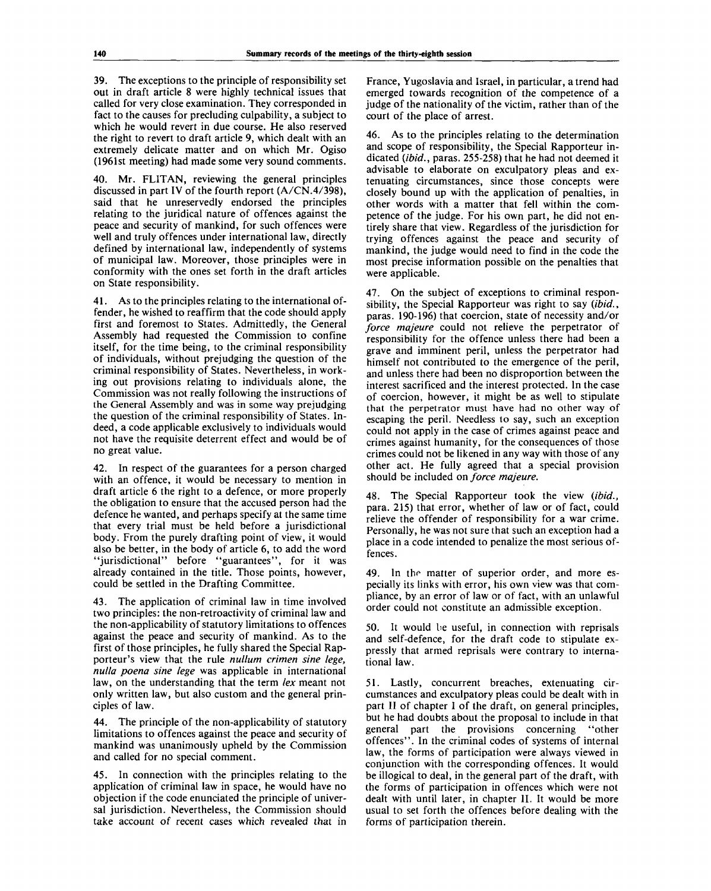39. The exceptions to the principle of responsibility set out in draft article 8 were highly technical issues that called for very close examination. They corresponded in fact to the causes for precluding culpability, a subject to which he would revert in due course. He also reserved the right to revert to draft article 9, which dealt with an extremely delicate matter and on which Mr. Ogiso (1961st meeting) had made some very sound comments.

40. Mr. FLITAN, reviewing the general principles discussed in part IV of the fourth report (A/CN.4/398), said that he unreservedly endorsed the principles relating to the juridical nature of offences against the peace and security of mankind, for such offences were well and truly offences under international law, directly defined by international law, independently of systems of municipal law. Moreover, those principles were in conformity with the ones set forth in the draft articles on State responsibility.

41. As to the principles relating to the international offender, he wished to reaffirm that the code should apply first and foremost to States. Admittedly, the General Assembly had requested the Commission to confine itself, for the time being, to the criminal responsibility of individuals, without prejudging the question of the criminal responsibility of States. Nevertheless, in working out provisions relating to individuals alone, the Commission was not really following the instructions of the General Assembly and was in some way prejudging the question of the criminal responsibility of States. Indeed, a code applicable exclusively to individuals would not have the requisite deterrent effect and would be of no great value.

42. In respect of the guarantees for a person charged with an offence, it would be necessary to mention in draft article 6 the right to a defence, or more properly the obligation to ensure that the accused person had the defence he wanted, and perhaps specify at the same time that every trial must be held before a jurisdictional body. From the purely drafting point of view, it would also be better, in the body of article 6, to add the word "jurisdictional" before "guarantees", for it was already contained in the title. Those points, however, could be settled in the Drafting Committee.

43. The application of criminal law in time involved two principles: the non-retroactivity of criminal law and the non-applicability of statutory limitations to offences against the peace and security of mankind. As to the first of those principles, he fully shared the Special Rapporteur's view that the rule *nullum crimen sine lege, nulla poena sine lege* was applicable in international law, on the understanding that the term *lex* meant not only written law, but also custom and the general principles of law.

44. The principle of the non-applicability of statutory limitations to offences against the peace and security of mankind was unanimously upheld by the Commission and called for no special comment.

45. In connection with the principles relating to the application of criminal law in space, he would have no objection if the code enunciated the principle of universal jurisdiction. Nevertheless, the Commission should take account of recent cases which revealed that in France, Yugoslavia and Israel, in particular, a trend had emerged towards recognition of the competence of a judge of the nationality of the victim, rather than of the court of the place of arrest.

46. As to the principles relating to the determination and scope of responsibility, the Special Rapporteur indicated (*ibid.*, paras. 255-258) that he had not deemed it advisable to elaborate on exculpatory pleas and extenuating circumstances, since those concepts were closely bound up with the application of penalties, in other words with a matter that fell within the competence of the judge. For his own part, he did not entirely share that view. Regardless of the jurisdiction for trying offences against the peace and security of mankind, the judge would need to find in the code the most precise information possible on the penalties that were applicable.

47. On the subject of exceptions to criminal responsibility, the Special Rapporteur was right to say (*ibid.*, paras. 190-196) that coercion, state of necessity and/or *force majeure* could not relieve the perpetrator of responsibility for the offence unless there had been a grave and imminent peril, unless the perpetrator had himself not contributed to the emergence of the peril, and unless there had been no disproportion between the interest sacrificed and the interest protected. In the case of coercion, however, it might be as well to stipulate that the perpetrator must have had no other way of escaping the peril. Needless to say, such an exception could not apply in the case of crimes against peace and crimes against humanity, for the consequences of those crimes could not be likened in any way with those of any other act. He fully agreed that a special provision should be included on *force majeure.*

48. The Special Rapporteur took the view (*ibid.*, para. 215) that error, whether of law or of fact, could relieve the offender of responsibility for a war crime. Personally, he was not sure that such an exception had a place in a code intended to penalize the most serious offences.

49. In the matter of superior order, and more especially its links with error, his own view was that compliance, by an error of law or of fact, with an unlawful order could not constitute an admissible exception.

50. It would be useful, in connection with reprisals and self-defence, for the draft code to stipulate expressly that armed reprisals were contrary to international law.

51. Lastly, concurrent breaches, extenuating circumstances and exculpatory pleas could be dealt with in part II of chapter I of the draft, on general principles, but he had doubts about the proposal to include in that general part the provisions concerning "other offences". In the criminal codes of systems of internal law, the forms of participation were always viewed in conjunction with the corresponding offences. It would be illogical to deal, in the general part of the draft, with the forms of participation in offences which were not dealt with until later, in chapter II. It would be more usual to set forth the offences before dealing with the forms of participation therein.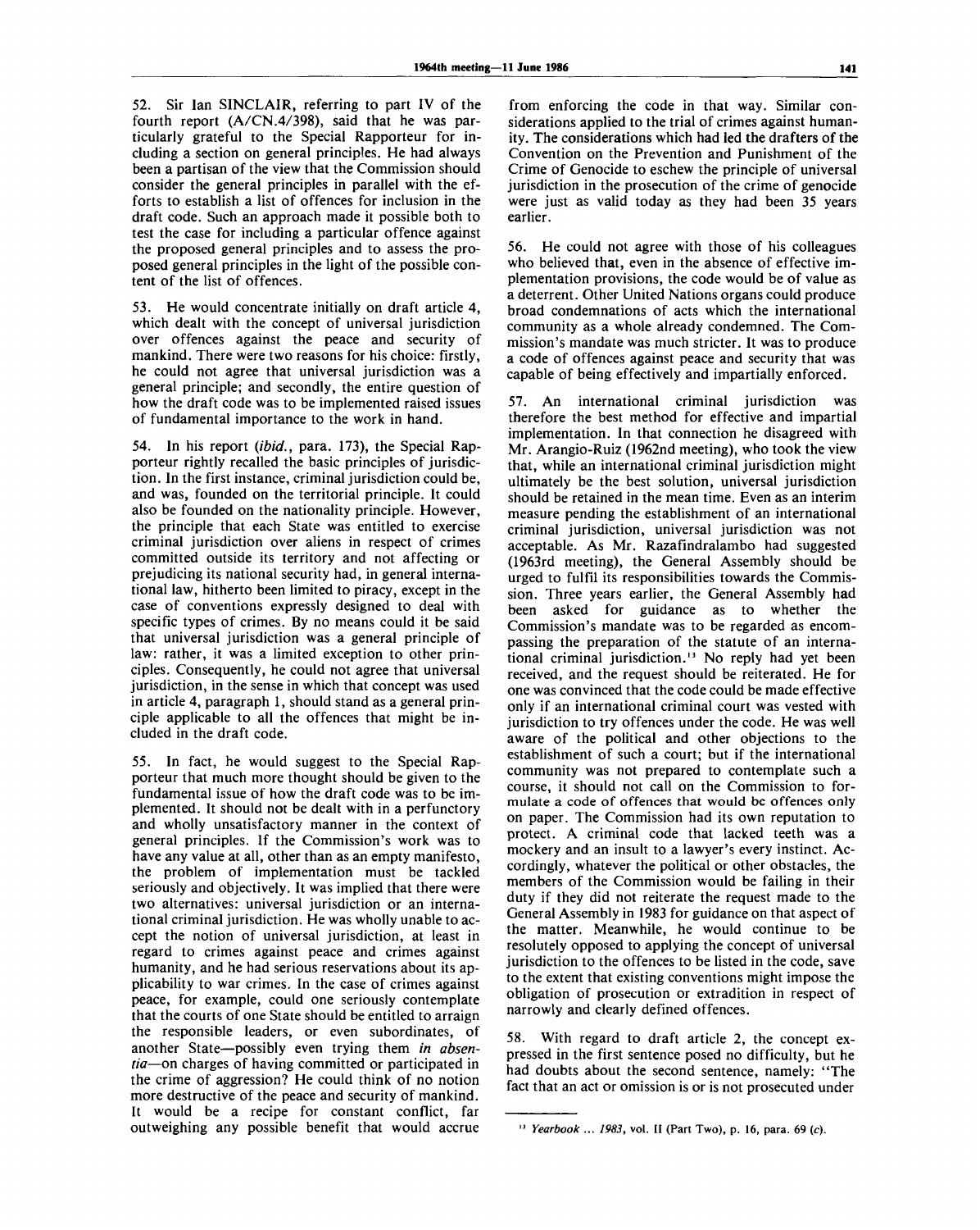52. Sir Ian SINCLAIR, referring to part IV of the fourth report (A/CN.4/398), said that he was particularly grateful to the Special Rapporteur for including a section on general principles. He had always been a partisan of the view that the Commission should consider the general principles in parallel with the efforts to establish a list of offences for inclusion in the draft code. Such an approach made it possible both to test the case for including a particular offence against the proposed general principles and to assess the proposed general principles in the light of the possible content of the list of offences.

53. He would concentrate initially on draft article 4, which dealt with the concept of universal jurisdiction over offences against the peace and security of mankind. There were two reasons for his choice: firstly, he could not agree that universal jurisdiction was a general principle; and secondly, the entire question of how the draft code was to be implemented raised issues of fundamental importance to the work in hand.

54. In his report (*ibid.*, para. 173), the Special Rapporteur rightly recalled the basic principles of jurisdiction. In the first instance, criminal jurisdiction could be, and was, founded on the territorial principle. It could also be founded on the nationality principle. However, the principle that each State was entitled to exercise criminal jurisdiction over aliens in respect of crimes committed outside its territory and not affecting or prejudicing its national security had, in general international law, hitherto been limited to piracy, except in the case of conventions expressly designed to deal with specific types of crimes. By no means could it be said that universal jurisdiction was a general principle of law: rather, it was a limited exception to other principles. Consequently, he could not agree that universal jurisdiction, in the sense in which that concept was used in article 4, paragraph 1, should stand as a general principle applicable to all the offences that might be included in the draft code.

55. In fact, he would suggest to the Special Rapporteur that much more thought should be given to the fundamental issue of how the draft code was to be implemented. It should not be dealt with in a perfunctory and wholly unsatisfactory manner in the context of general principles. If the Commission's work was to have any value at all, other than as an empty manifesto, the problem of implementation must be tackled seriously and objectively. It was implied that there were two alternatives: universal jurisdiction or an international criminal jurisdiction. He was wholly unable to accept the notion of universal jurisdiction, at least in regard to crimes against peace and crimes against humanity, and he had serious reservations about its applicability to war crimes. In the case of crimes against peace, for example, could one seriously contemplate that the courts of one State should be entitled to arraign the responsible leaders, or even subordinates, of another State—possibly even trying them *in absentia*—on charges of having committed or participated in the crime of aggression? He could think of no notion more destructive of the peace and security of mankind. It would be a recipe for constant conflict, far outweighing any possible benefit that would accrue from enforcing the code in that way. Similar considerations applied to the trial of crimes against humanity. The considerations which had led the drafters of the Convention on the Prevention and Punishment of the Crime of Genocide to eschew the principle of universal jurisdiction in the prosecution of the crime of genocide were just as valid today as they had been 35 years earlier.

56. He could not agree with those of his colleagues who believed that, even in the absence of effective implementation provisions, the code would be of value as a deterrent. Other United Nations organs could produce broad condemnations of acts which the international community as a whole already condemned. The Commission's mandate was much stricter. It was to produce a code of offences against peace and security that was capable of being effectively and impartially enforced.

57. An international criminal jurisdiction was therefore the best method for effective and impartial implementation. In that connection he disagreed with Mr. Arangio-Ruiz (1962nd meeting), who took the view that, while an international criminal jurisdiction might ultimately be the best solution, universal jurisdiction should be retained in the mean time. Even as an interim measure pending the establishment of an international criminal jurisdiction, universal jurisdiction was not acceptable. As Mr. Razafindralambo had suggested (1963rd meeting), the General Assembly should be urged to fulfil its responsibilities towards the Commission. Three years earlier, the General Assembly had been asked for guidance as to whether the Commission's mandate was to be regarded as encompassing the preparation of the statute of an international criminal jurisdiction.[13] No reply had yet been received, and the request should be reiterated. He for one was convinced that the code could be made effective only if an international criminal court was vested with jurisdiction to try offences under the code. He was well aware of the political and other objections to the establishment of such a court; but if the international community was not prepared to contemplate such a course, it should not call on the Commission to formulate a code of offences that would be offences only on paper. The Commission had its own reputation to protect. A criminal code that lacked teeth was a mockery and an insult to a lawyer's every instinct. Accordingly, whatever the political or other obstacles, the members of the Commission would be failing in their duty if they did not reiterate the request made to the General Assembly in 1983 for guidance on that aspect of the matter. Meanwhile, he would continue to be resolutely opposed to applying the concept of universal jurisdiction to the offences to be listed in the code, save to the extent that existing conventions might impose the obligation of prosecution or extradition in respect of narrowly and clearly defined offences.

58. With regard to draft article 2, the concept expressed in the first sentence posed no difficulty, but he had doubts about the second sentence, namely: "The fact that an act or omission is or is not prosecuted under

[13] *Yearbook ... 1983*, vol. II (Part Two), p. 16, para. 69 (*c*).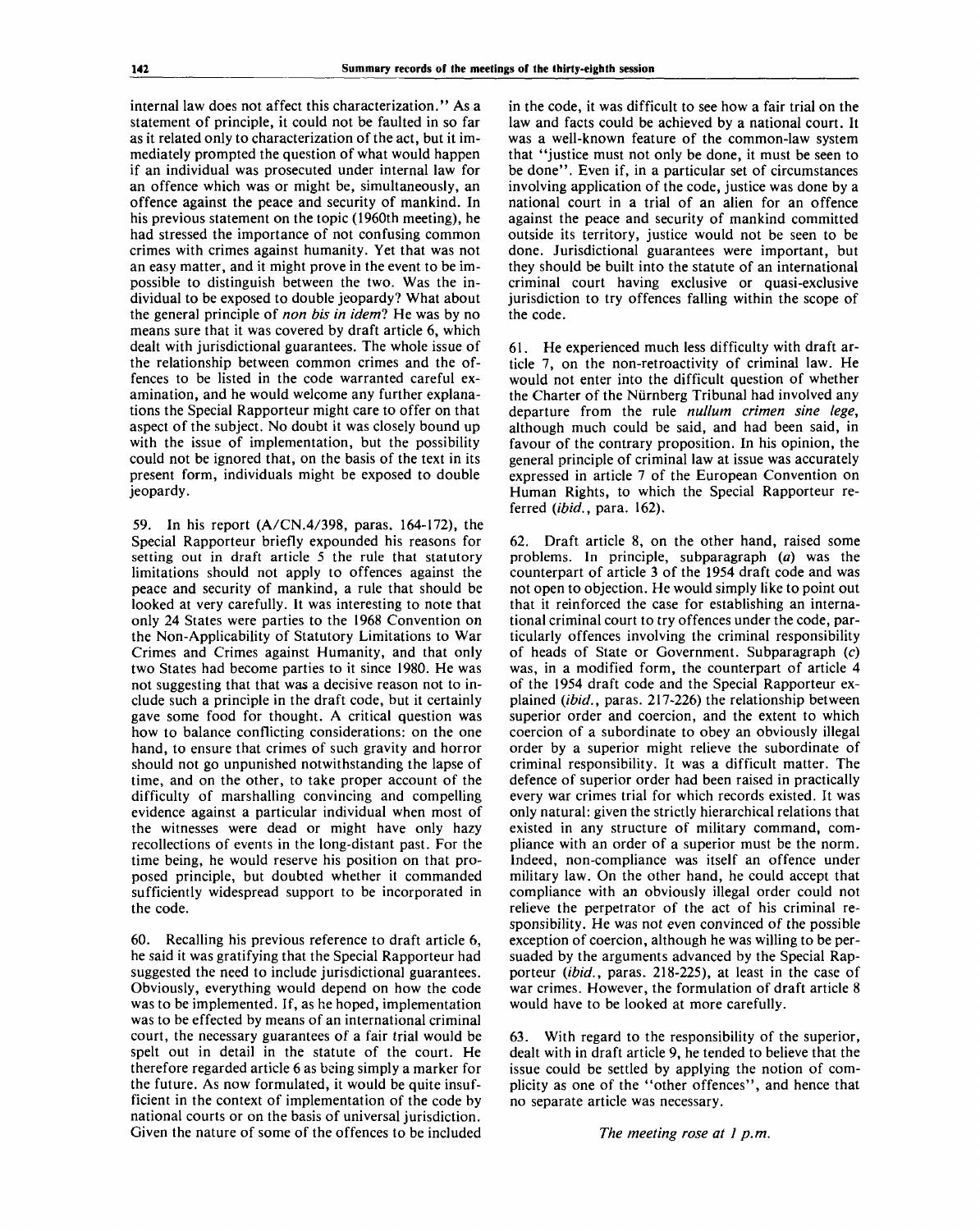internal law does not affect this characterization." As a statement of principle, it could not be faulted in so far as it related only to characterization of the act, but it immediately prompted the question of what would happen if an individual was prosecuted under internal law for an offence which was or might be, simultaneously, an offence against the peace and security of mankind. In his previous statement on the topic (1960th meeting), he had stressed the importance of not confusing common crimes with crimes against humanity. Yet that was not an easy matter, and it might prove in the event to be impossible to distinguish between the two. Was the individual to be exposed to double jeopardy? What about the general principle of *non bis in idem*? He was by no means sure that it was covered by draft article 6, which dealt with jurisdictional guarantees. The whole issue of the relationship between common crimes and the offences to be listed in the code warranted careful examination, and he would welcome any further explanations the Special Rapporteur might care to offer on that aspect of the subject. No doubt it was closely bound up with the issue of implementation, but the possibility could not be ignored that, on the basis of the text in its present form, individuals might be exposed to double jeopardy.

59. In his report (A/CN.4/398, paras. 164-172), the Special Rapporteur briefly expounded his reasons for setting out in draft article 5 the rule that statutory limitations should not apply to offences against the peace and security of mankind, a rule that should be looked at very carefully. It was interesting to note that only 24 States were parties to the 1968 Convention on the Non-Applicability of Statutory Limitations to War Crimes and Crimes against Humanity, and that only two States had become parties to it since 1980. He was not suggesting that that was a decisive reason not to include such a principle in the draft code, but it certainly gave some food for thought. A critical question was how to balance conflicting considerations: on the one hand, to ensure that crimes of such gravity and horror should not go unpunished notwithstanding the lapse of time, and on the other, to take proper account of the difficulty of marshalling convincing and compelling evidence against a particular individual when most of the witnesses were dead or might have only hazy recollections of events in the long-distant past. For the time being, he would reserve his position on that proposed principle, but doubted whether it commanded sufficiently widespread support to be incorporated in the code.

60. Recalling his previous reference to draft article 6, he said it was gratifying that the Special Rapporteur had suggested the need to include jurisdictional guarantees. Obviously, everything would depend on how the code was to be implemented. If, as he hoped, implementation was to be effected by means of an international criminal court, the necessary guarantees of a fair trial would be spelt out in detail in the statute of the court. He therefore regarded article 6 as being simply a marker for the future. As now formulated, it would be quite insufficient in the context of implementation of the code by national courts or on the basis of universal jurisdiction. Given the nature of some of the offences to be included in the code, it was difficult to see how a fair trial on the law and facts could be achieved by a national court. It was a well-known feature of the common-law system that "justice must not only be done, it must be seen to be done". Even if, in a particular set of circumstances involving application of the code, justice was done by a national court in a trial of an alien for an offence against the peace and security of mankind committed outside its territory, justice would not be seen to be done. Jurisdictional guarantees were important, but they should be built into the statute of an international criminal court having exclusive or quasi-exclusive jurisdiction to try offences falling within the scope of the code.

61. He experienced much less difficulty with draft article 7, on the non-retroactivity of criminal law. He would not enter into the difficult question of whether the Charter of the Nürnberg Tribunal had involved any departure from the rule *nullum crimen sine lege*, although much could be said, and had been said, in favour of the contrary proposition. In his opinion, the general principle of criminal law at issue was accurately expressed in article 7 of the European Convention on Human Rights, to which the Special Rapporteur referred (*ibid.*, para. 162).

62. Draft article 8, on the other hand, raised some problems. In principle, subparagraph (*a*) was the counterpart of article 3 of the 1954 draft code and was not open to objection. He would simply like to point out that it reinforced the case for establishing an international criminal court to try offences under the code, particularly offences involving the criminal responsibility of heads of State or Government. Subparagraph (*c*) was, in a modified form, the counterpart of article 4 of the 1954 draft code and the Special Rapporteur explained (*ibid.*, paras. 217-226) the relationship between superior order and coercion, and the extent to which coercion of a subordinate to obey an obviously illegal order by a superior might relieve the subordinate of criminal responsibility. It was a difficult matter. The defence of superior order had been raised in practically every war crimes trial for which records existed. It was only natural: given the strictly hierarchical relations that existed in any structure of military command, compliance with an order of a superior must be the norm. Indeed, non-compliance was itself an offence under military law. On the other hand, he could accept that compliance with an obviously illegal order could not relieve the perpetrator of the act of his criminal responsibility. He was not even convinced of the possible exception of coercion, although he was willing to be persuaded by the arguments advanced by the Special Rapporteur (*ibid.*, paras. 218-225), at least in the case of war crimes. However, the formulation of draft article 8 would have to be looked at more carefully.

63. With regard to the responsibility of the superior, dealt with in draft article 9, he tended to believe that the issue could be settled by applying the notion of complicity as one of the "other offences", and hence that no separate article was necessary.

*The meeting rose at 1 p.m.*